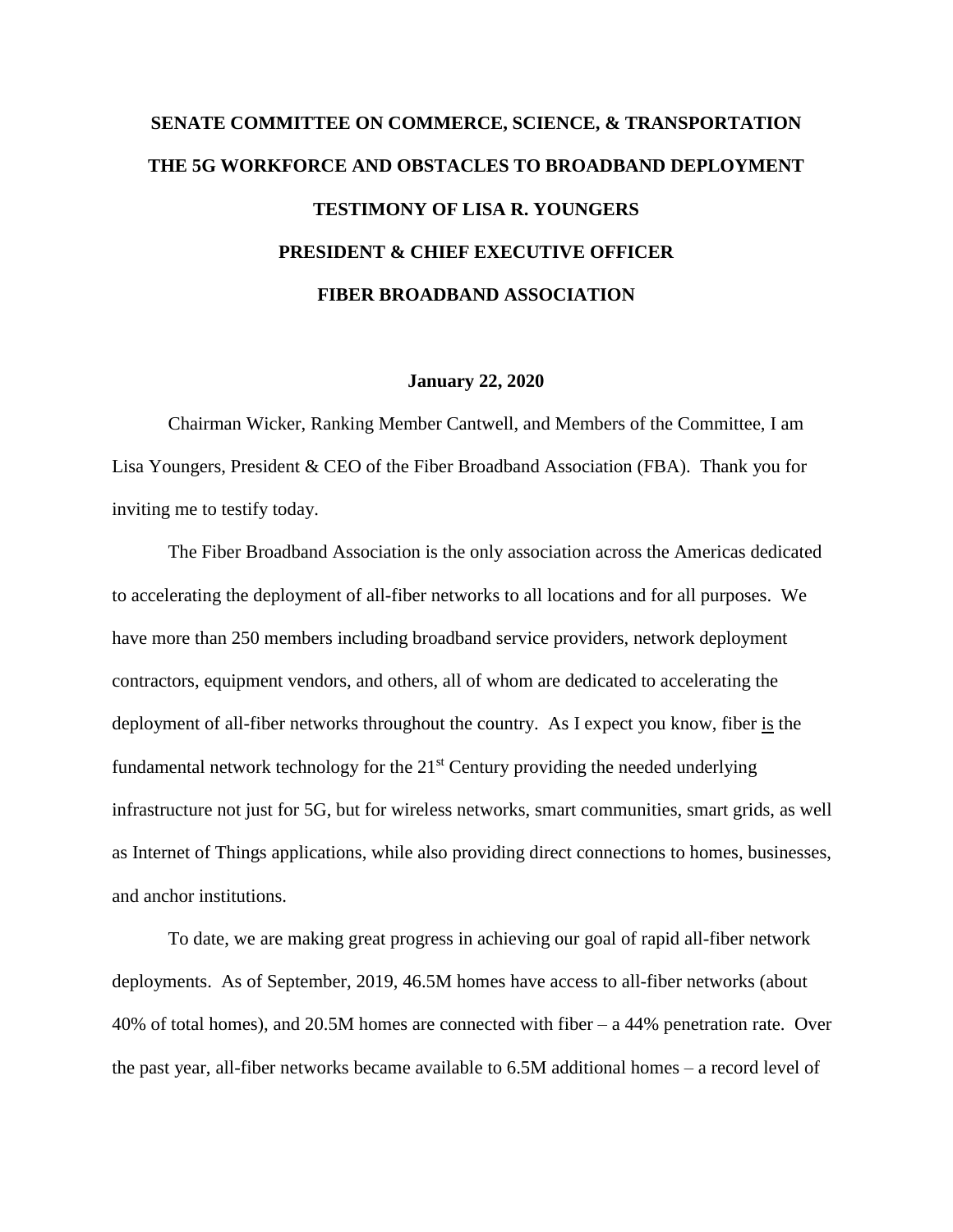**SENATE COMMITTEE ON COMMERCE, SCIENCE, & TRANSPORTATION**

**THE 5G WORKFORCE AND OBSTACLES TO BROADBAND DEPLOYMENT**

**TESTIMONY OF LISA R. YOUNGERS**

**PRESIDENT & CHIEF EXECUTIVE OFFICER**

**FIBER BROADBAND ASSOCIATION**

**January 22, 2020**

Chairman Wicker, Ranking Member Cantwell, and Members of the Committee, I am Lisa Youngers, President & CEO of the Fiber Broadband Association (FBA). Thank you for inviting me to testify today.

The Fiber Broadband Association is the only association across the Americas dedicated to accelerating the deployment of all-fiber networks to all locations and for all purposes. We have more than 250 members including broadband service providers, network deployment contractors, equipment vendors, and others, all of whom are dedicated to accelerating the deployment of all-fiber networks throughout the country. As I expect you know, fiber <u>is</u> the fundamental network technology for the 21st Century providing the needed underlying infrastructure not just for 5G, but for wireless networks, smart communities, smart grids, as well as Internet of Things applications, while also providing direct connections to homes, businesses, and anchor institutions.

To date, we are making great progress in achieving our goal of rapid all-fiber network deployments. As of September, 2019, 46.5M homes have access to all-fiber networks (about 40% of total homes), and 20.5M homes are connected with fiber – a 44% penetration rate. Over the past year, all-fiber networks became available to 6.5M additional homes – a record level of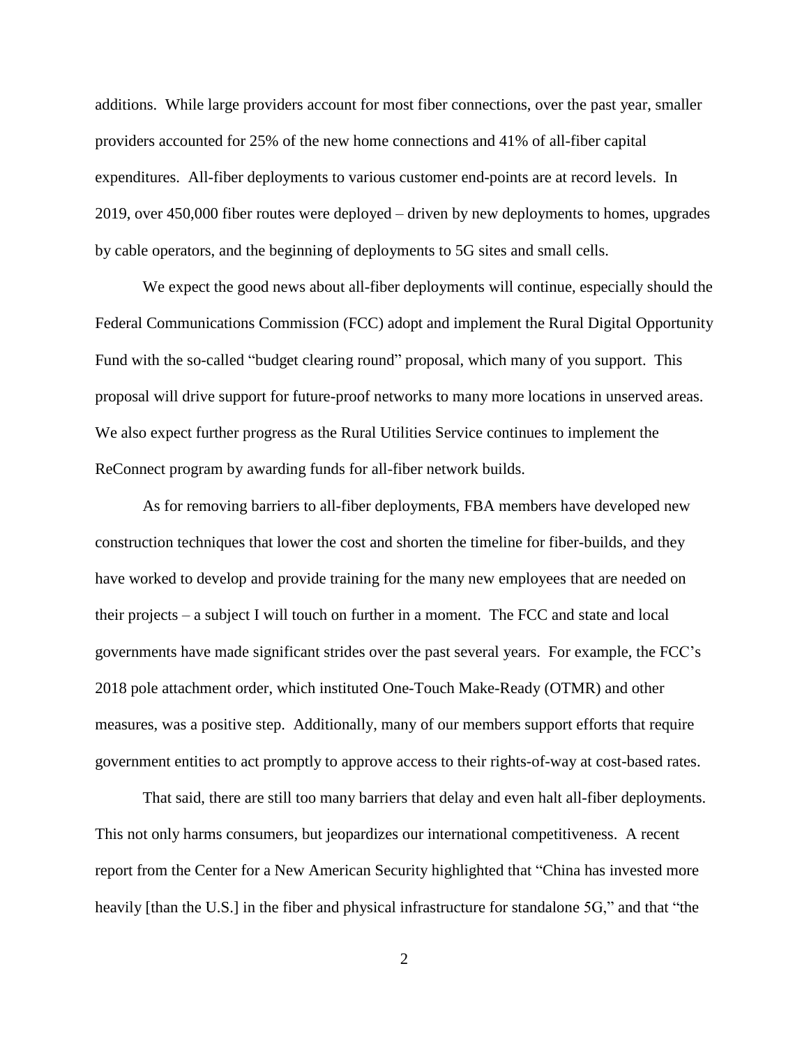additions. While large providers account for most fiber connections, over the past year, smaller providers accounted for 25% of the new home connections and 41% of all-fiber capital expenditures. All-fiber deployments to various customer end-points are at record levels. In 2019, over 450,000 fiber routes were deployed – driven by new deployments to homes, upgrades by cable operators, and the beginning of deployments to 5G sites and small cells.

We expect the good news about all-fiber deployments will continue, especially should the Federal Communications Commission (FCC) adopt and implement the Rural Digital Opportunity Fund with the so-called "budget clearing round" proposal, which many of you support. This proposal will drive support for future-proof networks to many more locations in unserved areas. We also expect further progress as the Rural Utilities Service continues to implement the ReConnect program by awarding funds for all-fiber network builds.

As for removing barriers to all-fiber deployments, FBA members have developed new construction techniques that lower the cost and shorten the timeline for fiber-builds, and they have worked to develop and provide training for the many new employees that are needed on their projects – a subject I will touch on further in a moment. The FCC and state and local governments have made significant strides over the past several years. For example, the FCC's 2018 pole attachment order, which instituted One-Touch Make-Ready (OTMR) and other measures, was a positive step. Additionally, many of our members support efforts that require government entities to act promptly to approve access to their rights-of-way at cost-based rates.

That said, there are still too many barriers that delay and even halt all-fiber deployments. This not only harms consumers, but jeopardizes our international competitiveness. A recent report from the Center for a New American Security highlighted that "China has invested more heavily [than the U.S.] in the fiber and physical infrastructure for standalone 5G," and that "the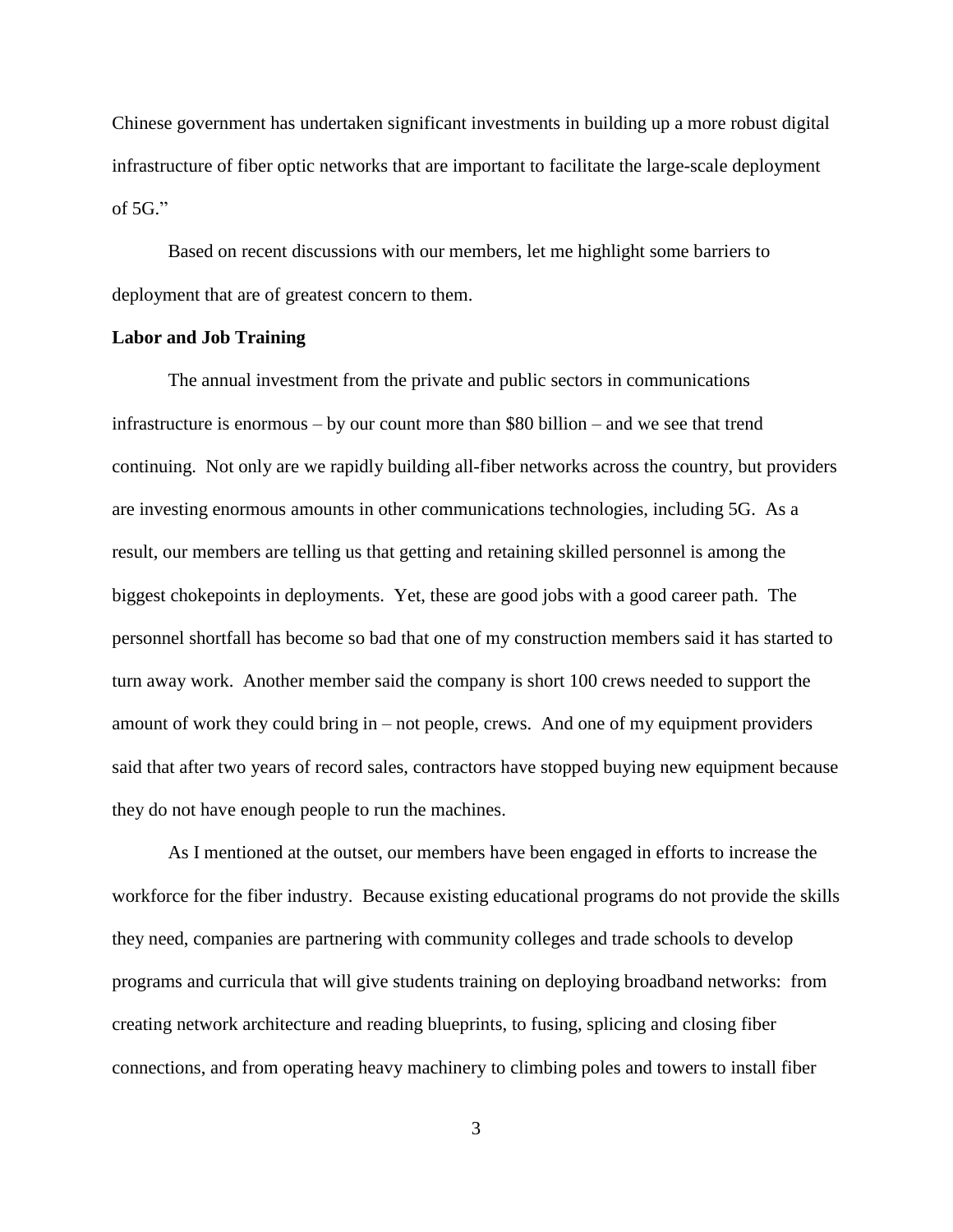Chinese government has undertaken significant investments in building up a more robust digital infrastructure of fiber optic networks that are important to facilitate the large-scale deployment of 5G."

Based on recent discussions with our members, let me highlight some barriers to deployment that are of greatest concern to them.

**Labor and Job Training**

The annual investment from the private and public sectors in communications infrastructure is enormous – by our count more than $80 billion – and we see that trend continuing. Not only are we rapidly building all-fiber networks across the country, but providers are investing enormous amounts in other communications technologies, including 5G. As a result, our members are telling us that getting and retaining skilled personnel is among the biggest chokepoints in deployments. Yet, these are good jobs with a good career path. The personnel shortfall has become so bad that one of my construction members said it has started to turn away work. Another member said the company is short 100 crews needed to support the amount of work they could bring in – not people, crews. And one of my equipment providers said that after two years of record sales, contractors have stopped buying new equipment because they do not have enough people to run the machines.

As I mentioned at the outset, our members have been engaged in efforts to increase the workforce for the fiber industry. Because existing educational programs do not provide the skills they need, companies are partnering with community colleges and trade schools to develop programs and curricula that will give students training on deploying broadband networks: from creating network architecture and reading blueprints, to fusing, splicing and closing fiber connections, and from operating heavy machinery to climbing poles and towers to install fiber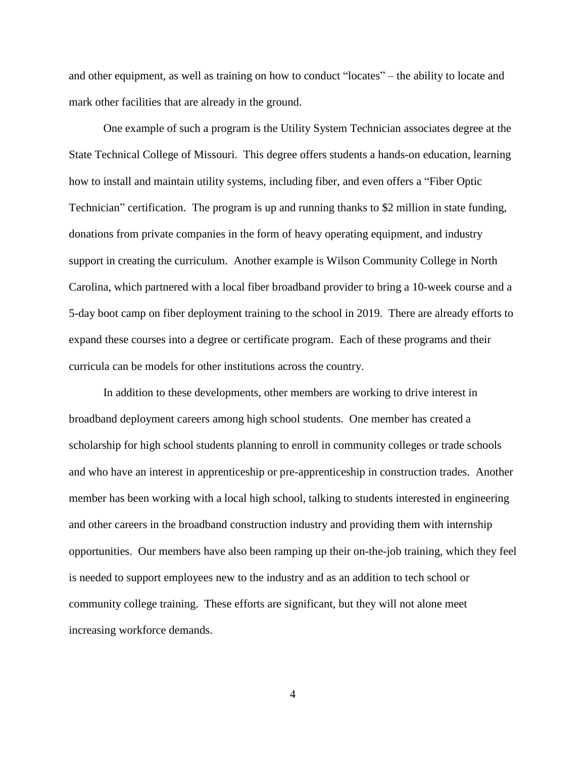and other equipment, as well as training on how to conduct "locates" – the ability to locate and mark other facilities that are already in the ground.

One example of such a program is the Utility System Technician associates degree at the State Technical College of Missouri. This degree offers students a hands-on education, learning how to install and maintain utility systems, including fiber, and even offers a "Fiber Optic Technician" certification. The program is up and running thanks to $2 million in state funding, donations from private companies in the form of heavy operating equipment, and industry support in creating the curriculum. Another example is Wilson Community College in North Carolina, which partnered with a local fiber broadband provider to bring a 10-week course and a 5-day boot camp on fiber deployment training to the school in 2019. There are already efforts to expand these courses into a degree or certificate program. Each of these programs and their curricula can be models for other institutions across the country.

In addition to these developments, other members are working to drive interest in broadband deployment careers among high school students. One member has created a scholarship for high school students planning to enroll in community colleges or trade schools and who have an interest in apprenticeship or pre-apprenticeship in construction trades. Another member has been working with a local high school, talking to students interested in engineering and other careers in the broadband construction industry and providing them with internship opportunities. Our members have also been ramping up their on-the-job training, which they feel is needed to support employees new to the industry and as an addition to tech school or community college training. These efforts are significant, but they will not alone meet increasing workforce demands.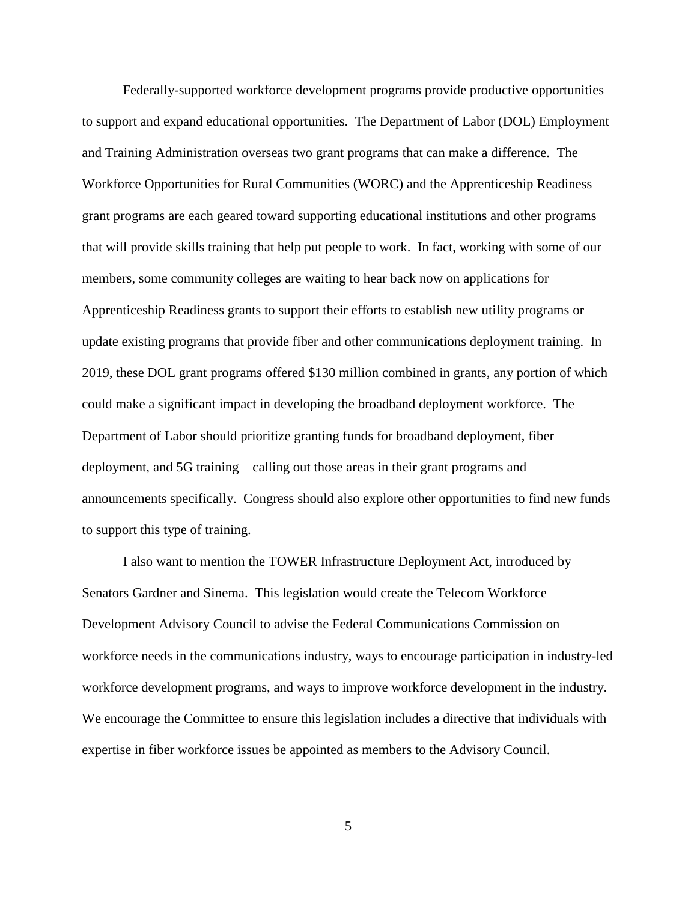Federally-supported workforce development programs provide productive opportunities to support and expand educational opportunities. The Department of Labor (DOL) Employment and Training Administration overseas two grant programs that can make a difference. The Workforce Opportunities for Rural Communities (WORC) and the Apprenticeship Readiness grant programs are each geared toward supporting educational institutions and other programs that will provide skills training that help put people to work. In fact, working with some of our members, some community colleges are waiting to hear back now on applications for Apprenticeship Readiness grants to support their efforts to establish new utility programs or update existing programs that provide fiber and other communications deployment training. In 2019, these DOL grant programs offered $130 million combined in grants, any portion of which could make a significant impact in developing the broadband deployment workforce. The Department of Labor should prioritize granting funds for broadband deployment, fiber deployment, and 5G training – calling out those areas in their grant programs and announcements specifically. Congress should also explore other opportunities to find new funds to support this type of training.

I also want to mention the TOWER Infrastructure Deployment Act, introduced by Senators Gardner and Sinema. This legislation would create the Telecom Workforce Development Advisory Council to advise the Federal Communications Commission on workforce needs in the communications industry, ways to encourage participation in industry-led workforce development programs, and ways to improve workforce development in the industry. We encourage the Committee to ensure this legislation includes a directive that individuals with expertise in fiber workforce issues be appointed as members to the Advisory Council.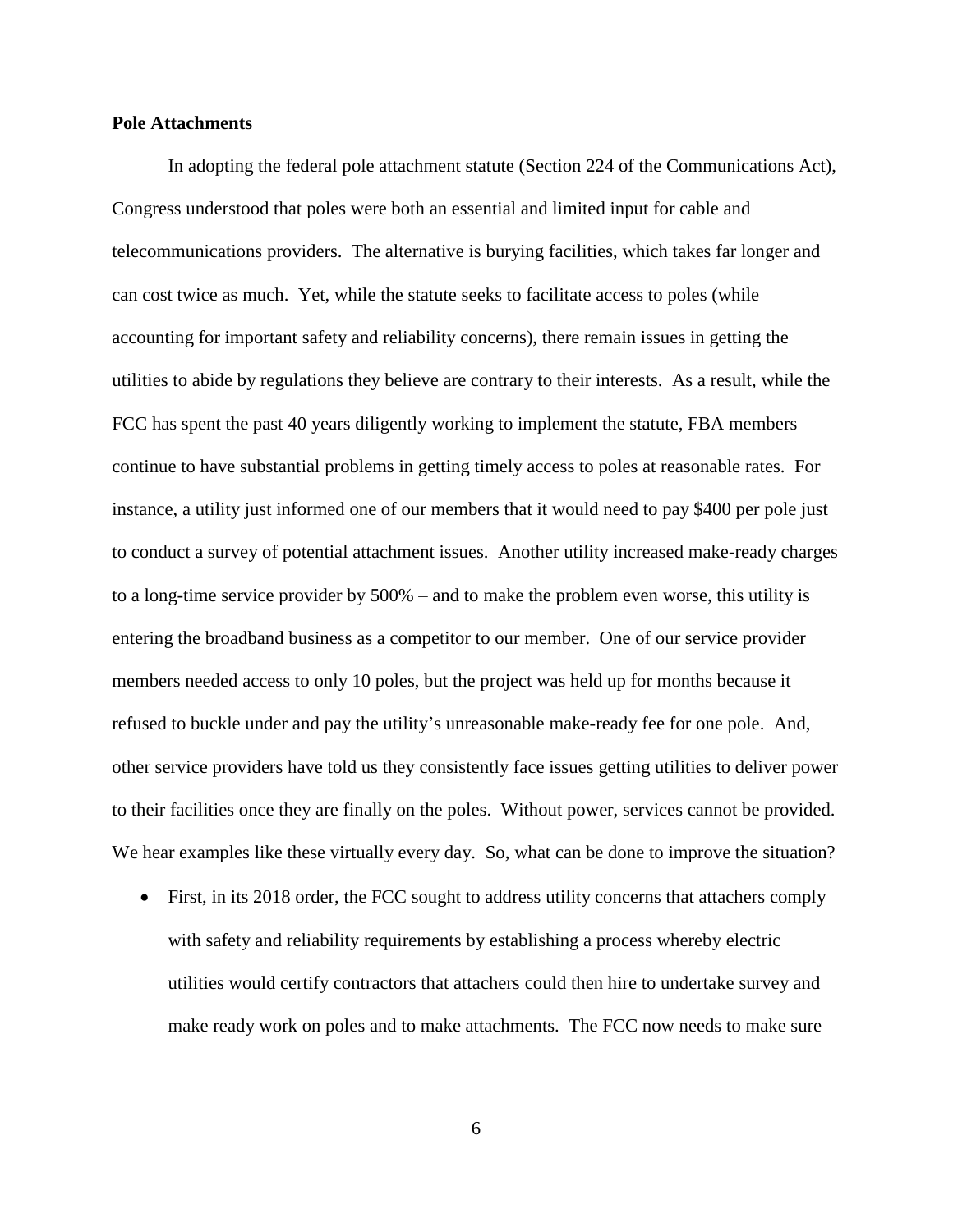**Pole Attachments**

In adopting the federal pole attachment statute (Section 224 of the Communications Act), Congress understood that poles were both an essential and limited input for cable and telecommunications providers. The alternative is burying facilities, which takes far longer and can cost twice as much. Yet, while the statute seeks to facilitate access to poles (while accounting for important safety and reliability concerns), there remain issues in getting the utilities to abide by regulations they believe are contrary to their interests. As a result, while the FCC has spent the past 40 years diligently working to implement the statute, FBA members continue to have substantial problems in getting timely access to poles at reasonable rates. For instance, a utility just informed one of our members that it would need to pay $400 per pole just to conduct a survey of potential attachment issues. Another utility increased make-ready charges to a long-time service provider by 500% – and to make the problem even worse, this utility is entering the broadband business as a competitor to our member. One of our service provider members needed access to only 10 poles, but the project was held up for months because it refused to buckle under and pay the utility's unreasonable make-ready fee for one pole. And, other service providers have told us they consistently face issues getting utilities to deliver power to their facilities once they are finally on the poles. Without power, services cannot be provided. We hear examples like these virtually every day. So, what can be done to improve the situation?

- First, in its 2018 order, the FCC sought to address utility concerns that attachers comply with safety and reliability requirements by establishing a process whereby electric utilities would certify contractors that attachers could then hire to undertake survey and make ready work on poles and to make attachments. The FCC now needs to make sure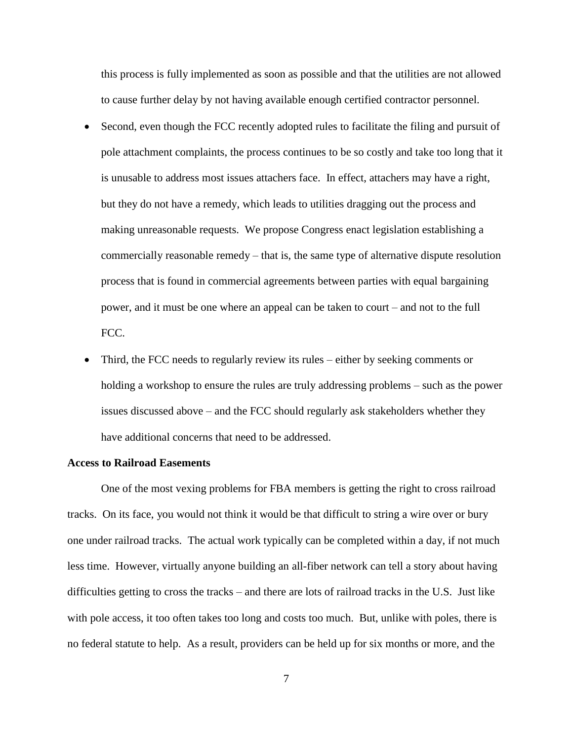this process is fully implemented as soon as possible and that the utilities are not allowed to cause further delay by not having available enough certified contractor personnel.

- Second, even though the FCC recently adopted rules to facilitate the filing and pursuit of pole attachment complaints, the process continues to be so costly and take too long that it is unusable to address most issues attachers face. In effect, attachers may have a right, but they do not have a remedy, which leads to utilities dragging out the process and making unreasonable requests. We propose Congress enact legislation establishing a commercially reasonable remedy – that is, the same type of alternative dispute resolution process that is found in commercial agreements between parties with equal bargaining power, and it must be one where an appeal can be taken to court – and not to the full FCC.
- Third, the FCC needs to regularly review its rules – either by seeking comments or holding a workshop to ensure the rules are truly addressing problems – such as the power issues discussed above – and the FCC should regularly ask stakeholders whether they have additional concerns that need to be addressed.

**Access to Railroad Easements**

One of the most vexing problems for FBA members is getting the right to cross railroad tracks. On its face, you would not think it would be that difficult to string a wire over or bury one under railroad tracks. The actual work typically can be completed within a day, if not much less time. However, virtually anyone building an all-fiber network can tell a story about having difficulties getting to cross the tracks – and there are lots of railroad tracks in the U.S. Just like with pole access, it too often takes too long and costs too much. But, unlike with poles, there is no federal statute to help. As a result, providers can be held up for six months or more, and the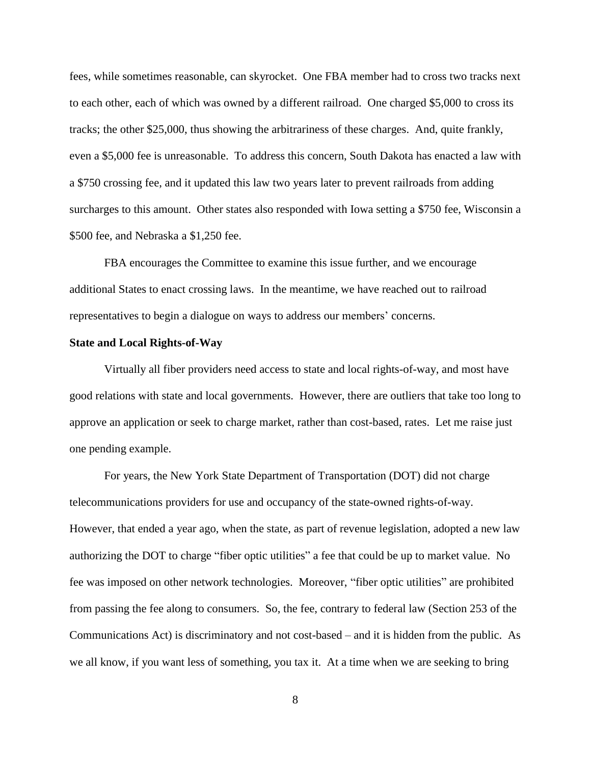fees, while sometimes reasonable, can skyrocket. One FBA member had to cross two tracks next to each other, each of which was owned by a different railroad. One charged $5,000 to cross its tracks; the other $25,000, thus showing the arbitrariness of these charges. And, quite frankly, even a $5,000 fee is unreasonable. To address this concern, South Dakota has enacted a law with a $750 crossing fee, and it updated this law two years later to prevent railroads from adding surcharges to this amount. Other states also responded with Iowa setting a $750 fee, Wisconsin a $500 fee, and Nebraska a $1,250 fee.

FBA encourages the Committee to examine this issue further, and we encourage additional States to enact crossing laws. In the meantime, we have reached out to railroad representatives to begin a dialogue on ways to address our members' concerns.

**State and Local Rights-of-Way**

Virtually all fiber providers need access to state and local rights-of-way, and most have good relations with state and local governments. However, there are outliers that take too long to approve an application or seek to charge market, rather than cost-based, rates. Let me raise just one pending example.

For years, the New York State Department of Transportation (DOT) did not charge telecommunications providers for use and occupancy of the state-owned rights-of-way. However, that ended a year ago, when the state, as part of revenue legislation, adopted a new law authorizing the DOT to charge "fiber optic utilities" a fee that could be up to market value. No fee was imposed on other network technologies. Moreover, "fiber optic utilities" are prohibited from passing the fee along to consumers. So, the fee, contrary to federal law (Section 253 of the Communications Act) is discriminatory and not cost-based – and it is hidden from the public. As we all know, if you want less of something, you tax it. At a time when we are seeking to bring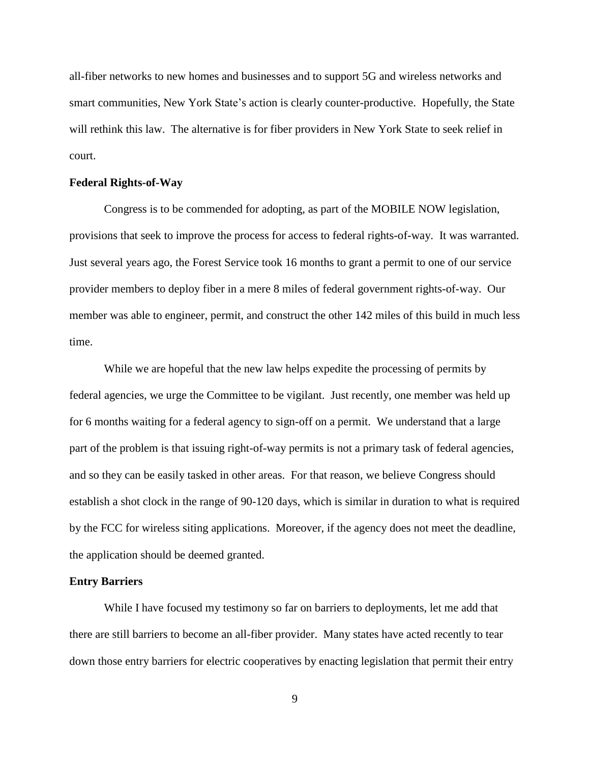all-fiber networks to new homes and businesses and to support 5G and wireless networks and smart communities, New York State's action is clearly counter-productive. Hopefully, the State will rethink this law. The alternative is for fiber providers in New York State to seek relief in court.

**Federal Rights-of-Way**

Congress is to be commended for adopting, as part of the MOBILE NOW legislation, provisions that seek to improve the process for access to federal rights-of-way. It was warranted. Just several years ago, the Forest Service took 16 months to grant a permit to one of our service provider members to deploy fiber in a mere 8 miles of federal government rights-of-way. Our member was able to engineer, permit, and construct the other 142 miles of this build in much less time.

While we are hopeful that the new law helps expedite the processing of permits by federal agencies, we urge the Committee to be vigilant. Just recently, one member was held up for 6 months waiting for a federal agency to sign-off on a permit. We understand that a large part of the problem is that issuing right-of-way permits is not a primary task of federal agencies, and so they can be easily tasked in other areas. For that reason, we believe Congress should establish a shot clock in the range of 90-120 days, which is similar in duration to what is required by the FCC for wireless siting applications. Moreover, if the agency does not meet the deadline, the application should be deemed granted.

**Entry Barriers**

While I have focused my testimony so far on barriers to deployments, let me add that there are still barriers to become an all-fiber provider. Many states have acted recently to tear down those entry barriers for electric cooperatives by enacting legislation that permit their entry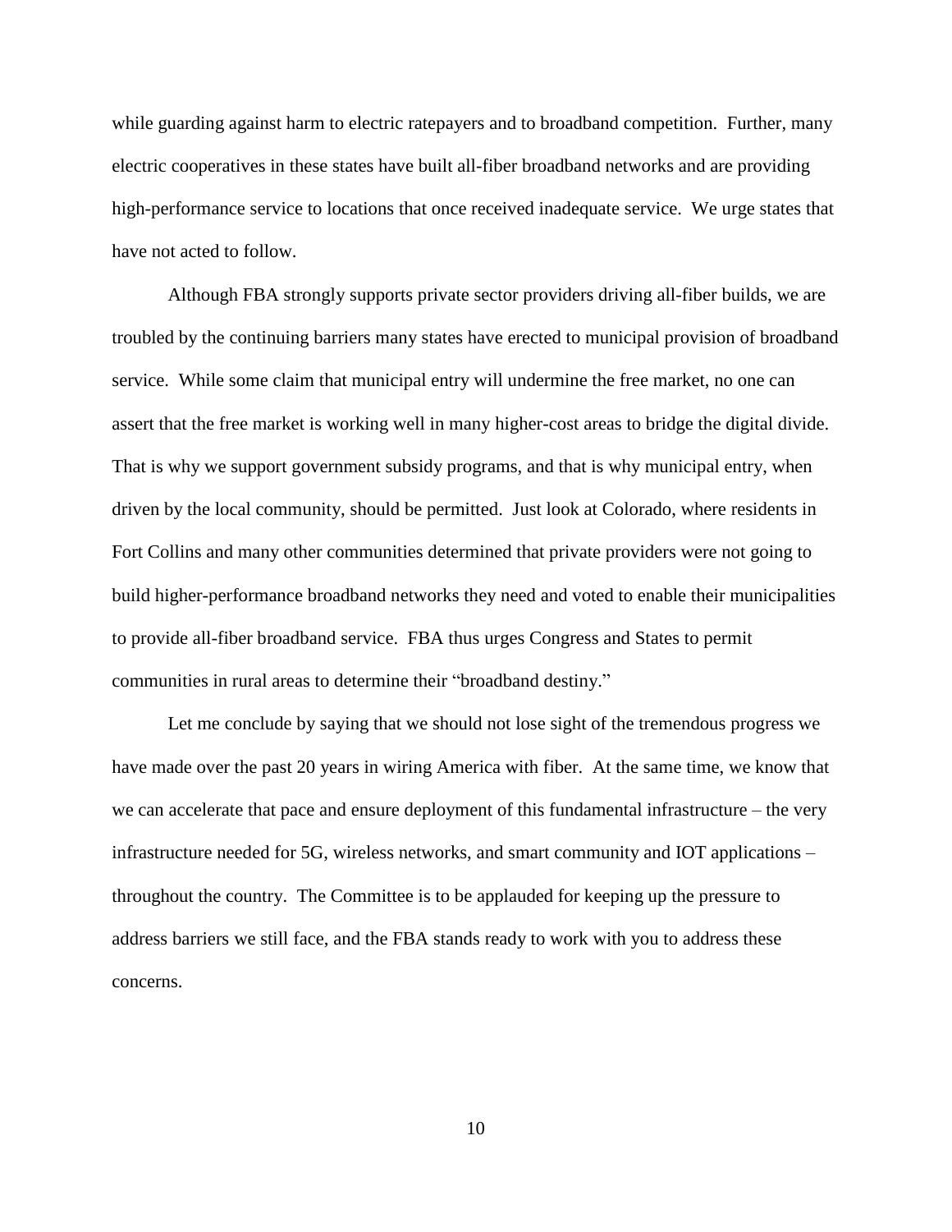while guarding against harm to electric ratepayers and to broadband competition. Further, many electric cooperatives in these states have built all-fiber broadband networks and are providing high-performance service to locations that once received inadequate service. We urge states that have not acted to follow.

Although FBA strongly supports private sector providers driving all-fiber builds, we are troubled by the continuing barriers many states have erected to municipal provision of broadband service. While some claim that municipal entry will undermine the free market, no one can assert that the free market is working well in many higher-cost areas to bridge the digital divide. That is why we support government subsidy programs, and that is why municipal entry, when driven by the local community, should be permitted. Just look at Colorado, where residents in Fort Collins and many other communities determined that private providers were not going to build higher-performance broadband networks they need and voted to enable their municipalities to provide all-fiber broadband service. FBA thus urges Congress and States to permit communities in rural areas to determine their "broadband destiny."

Let me conclude by saying that we should not lose sight of the tremendous progress we have made over the past 20 years in wiring America with fiber. At the same time, we know that we can accelerate that pace and ensure deployment of this fundamental infrastructure – the very infrastructure needed for 5G, wireless networks, and smart community and IOT applications – throughout the country. The Committee is to be applauded for keeping up the pressure to address barriers we still face, and the FBA stands ready to work with you to address these concerns.